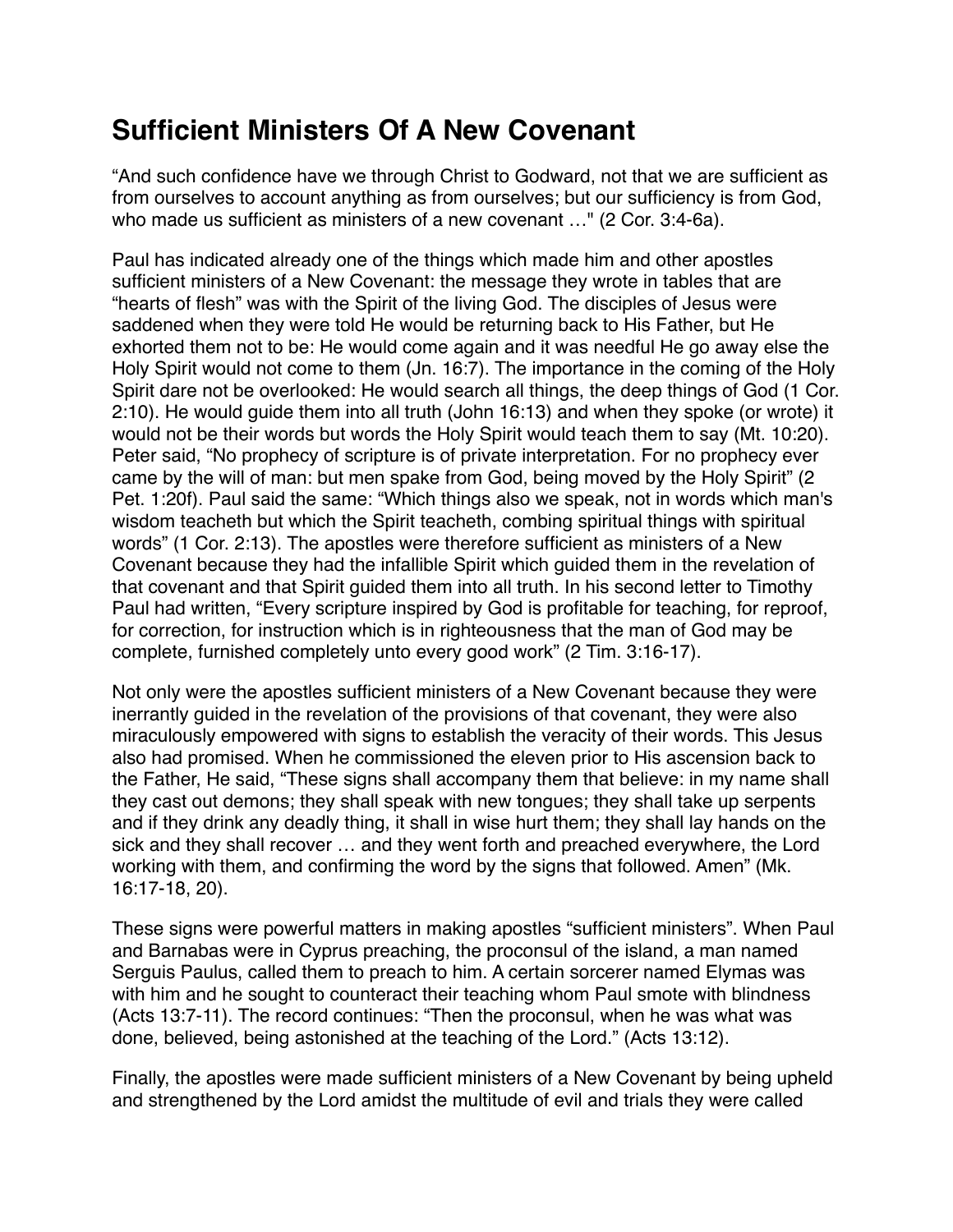# Sufficient Ministers Of A New Covenant

“And such confidence have we through Christ to Godward, not that we are sufficient as from ourselves to account anything as from ourselves; but our sufficiency is from God, who made us sufficient as ministers of a new covenant …" (2 Cor. 3:4-6a).

Paul has indicated already one of the things which made him and other apostles sufficient ministers of a New Covenant: the message they wrote in tables that are “hearts of flesh” was with the Spirit of the living God. The disciples of Jesus were saddened when they were told He would be returning back to His Father, but He exhorted them not to be: He would come again and it was needful He go away else the Holy Spirit would not come to them (Jn. 16:7). The importance in the coming of the Holy Spirit dare not be overlooked: He would search all things, the deep things of God (1 Cor. 2:10). He would guide them into all truth (John 16:13) and when they spoke (or wrote) it would not be their words but words the Holy Spirit would teach them to say (Mt. 10:20). Peter said, “No prophecy of scripture is of private interpretation. For no prophecy ever came by the will of man: but men spake from God, being moved by the Holy Spirit” (2 Pet. 1:20f). Paul said the same: “Which things also we speak, not in words which man's wisdom teacheth but which the Spirit teacheth, combing spiritual things with spiritual words” (1 Cor. 2:13). The apostles were therefore sufficient as ministers of a New Covenant because they had the infallible Spirit which guided them in the revelation of that covenant and that Spirit guided them into all truth. In his second letter to Timothy Paul had written, “Every scripture inspired by God is profitable for teaching, for reproof, for correction, for instruction which is in righteousness that the man of God may be complete, furnished completely unto every good work” (2 Tim. 3:16-17).

Not only were the apostles sufficient ministers of a New Covenant because they were inerrantly guided in the revelation of the provisions of that covenant, they were also miraculously empowered with signs to establish the veracity of their words. This Jesus also had promised. When he commissioned the eleven prior to His ascension back to the Father, He said, “These signs shall accompany them that believe: in my name shall they cast out demons; they shall speak with new tongues; they shall take up serpents and if they drink any deadly thing, it shall in wise hurt them; they shall lay hands on the sick and they shall recover … and they went forth and preached everywhere, the Lord working with them, and confirming the word by the signs that followed. Amen” (Mk. 16:17-18, 20).

These signs were powerful matters in making apostles “sufficient ministers”. When Paul and Barnabas were in Cyprus preaching, the proconsul of the island, a man named Serguis Paulus, called them to preach to him. A certain sorcerer named Elymas was with him and he sought to counteract their teaching whom Paul smote with blindness (Acts 13:7-11). The record continues: “Then the proconsul, when he was what was done, believed, being astonished at the teaching of the Lord.” (Acts 13:12).

Finally, the apostles were made sufficient ministers of a New Covenant by being upheld and strengthened by the Lord amidst the multitude of evil and trials they were called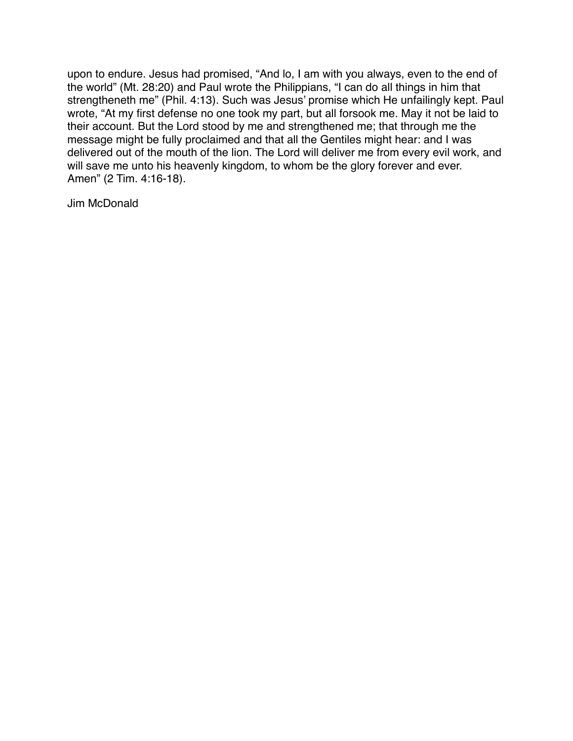upon to endure. Jesus had promised, "And lo, I am with you always, even to the end of the world" (Mt. 28:20) and Paul wrote the Philippians, "I can do all things in him that strengtheneth me" (Phil. 4:13). Such was Jesus' promise which He unfailingly kept. Paul wrote, "At my first defense no one took my part, but all forsook me. May it not be laid to their account. But the Lord stood by me and strengthened me; that through me the message might be fully proclaimed and that all the Gentiles might hear: and I was delivered out of the mouth of the lion. The Lord will deliver me from every evil work, and will save me unto his heavenly kingdom, to whom be the glory forever and ever. Amen" (2 Tim. 4:16-18).

Jim McDonald